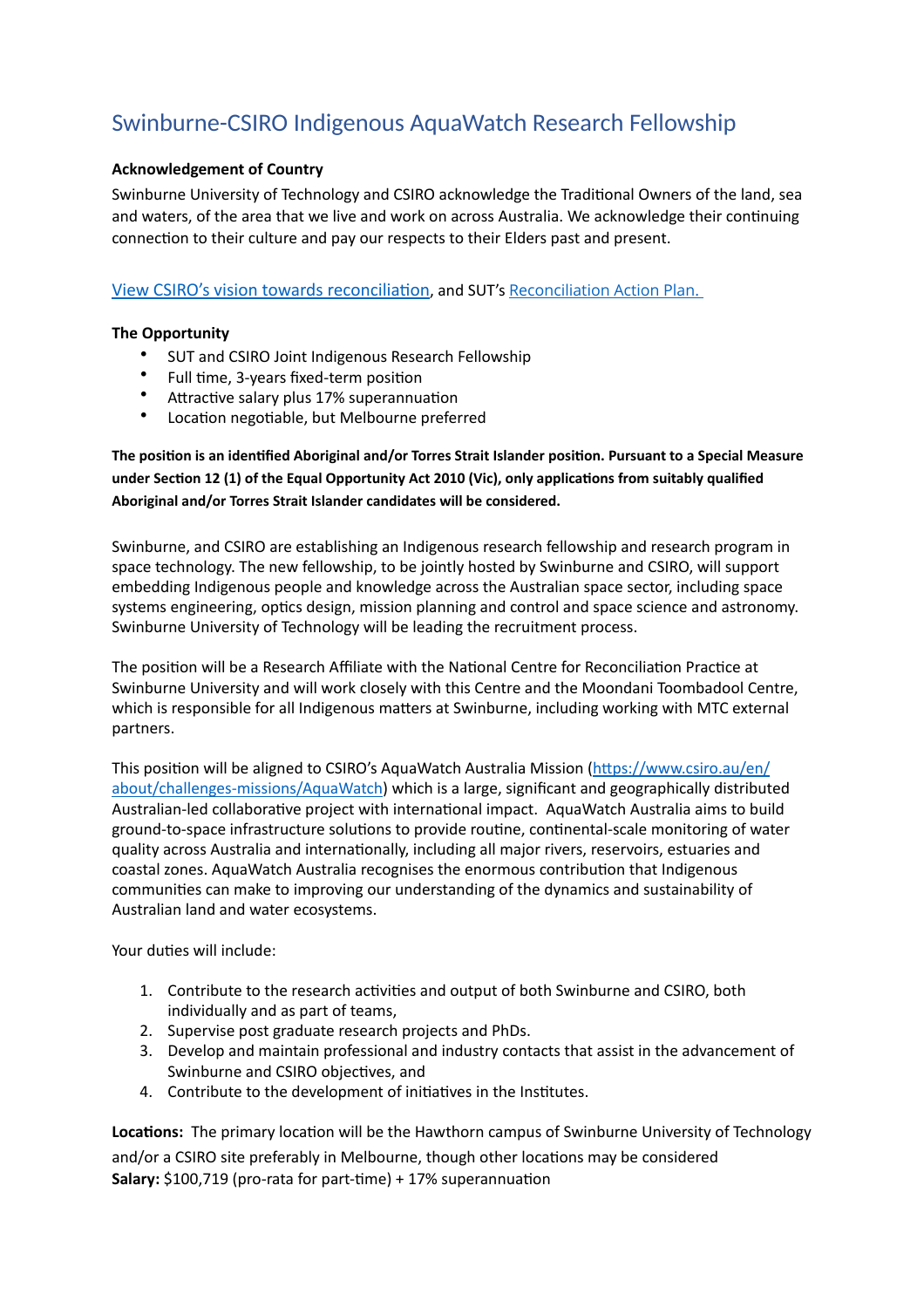# Swinburne-CSIRO Indigenous AquaWatch Research Fellowship

**Acknowledgement of Country**

Swinburne University of Technology and CSIRO acknowledge the Traditional Owners of the land, sea and waters, of the area that we live and work on across Australia. We acknowledge their continuing connection to their culture and pay our respects to their Elders past and present.

View CSIRO's vision towards reconciliation, and SUT's Reconciliation Action Plan.

**The Opportunity**

- SUT and CSIRO Joint Indigenous Research Fellowship
- Full time, 3-years fixed-term position
- Attractive salary plus 17% superannuation
- Location negotiable, but Melbourne preferred

**The position is an identified Aboriginal and/or Torres Strait Islander position. Pursuant to a Special Measure under Section 12 (1) of the Equal Opportunity Act 2010 (Vic), only applications from suitably qualified Aboriginal and/or Torres Strait Islander candidates will be considered.**

Swinburne, and CSIRO are establishing an Indigenous research fellowship and research program in space technology. The new fellowship, to be jointly hosted by Swinburne and CSIRO, will support embedding Indigenous people and knowledge across the Australian space sector, including space systems engineering, optics design, mission planning and control and space science and astronomy. Swinburne University of Technology will be leading the recruitment process.

The position will be a Research Affiliate with the National Centre for Reconciliation Practice at Swinburne University and will work closely with this Centre and the Moondani Toombadool Centre, which is responsible for all Indigenous matters at Swinburne, including working with MTC external partners.

This position will be aligned to CSIRO's AquaWatch Australia Mission (https://www.csiro.au/en/about/challenges-missions/AquaWatch) which is a large, significant and geographically distributed Australian-led collaborative project with international impact. AquaWatch Australia aims to build ground-to-space infrastructure solutions to provide routine, continental-scale monitoring of water quality across Australia and internationally, including all major rivers, reservoirs, estuaries and coastal zones. AquaWatch Australia recognises the enormous contribution that Indigenous communities can make to improving our understanding of the dynamics and sustainability of Australian land and water ecosystems.

Your duties will include:

1. Contribute to the research activities and output of both Swinburne and CSIRO, both individually and as part of teams,
2. Supervise post graduate research projects and PhDs.
3. Develop and maintain professional and industry contacts that assist in the advancement of Swinburne and CSIRO objectives, and
4. Contribute to the development of initiatives in the Institutes.

**Locations:** The primary location will be the Hawthorn campus of Swinburne University of Technology and/or a CSIRO site preferably in Melbourne, though other locations may be considered

**Salary:** $100,719 (pro-rata for part-time) + 17% superannuation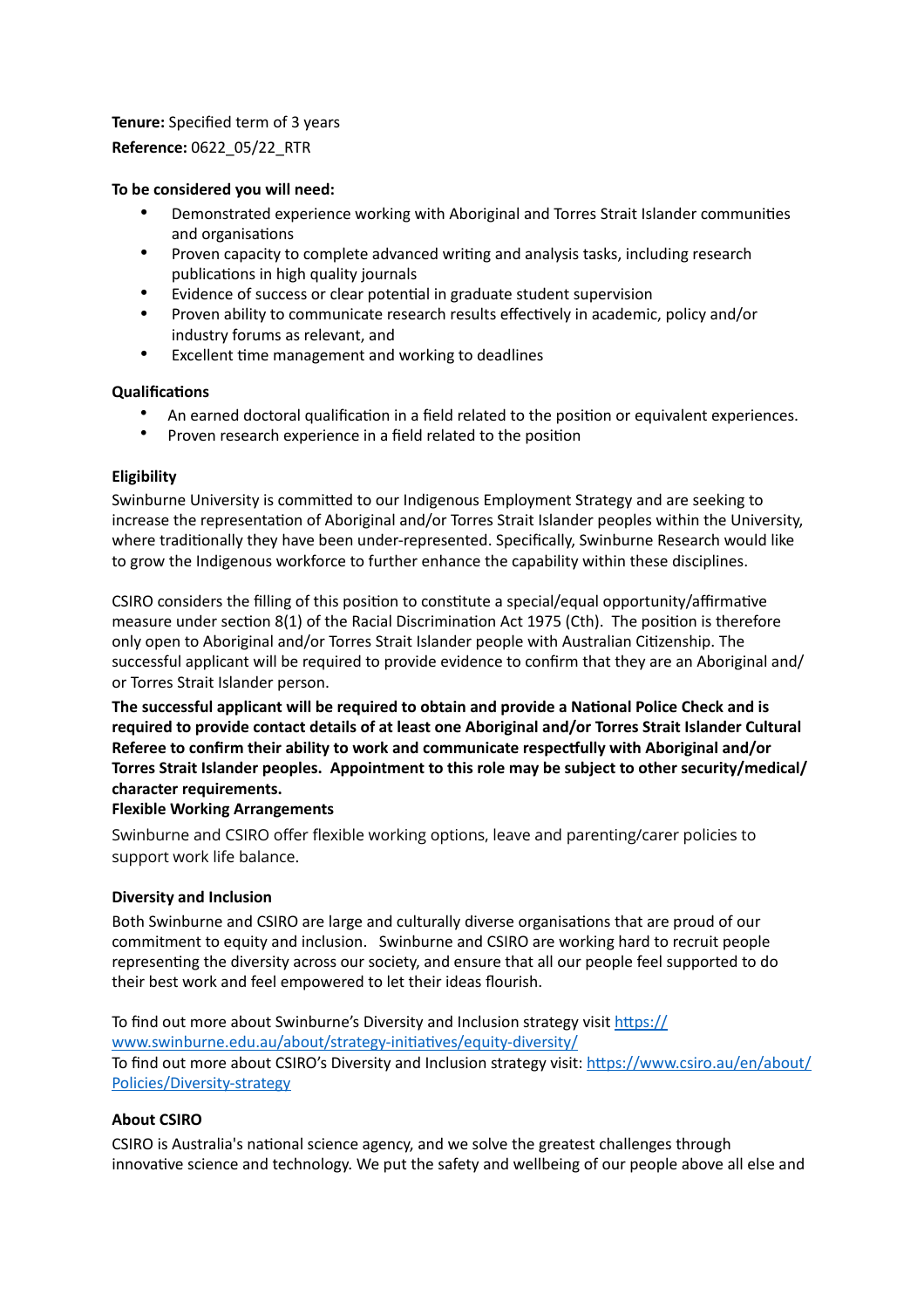**Tenure:** Specified term of 3 years

**Reference:** 0622_05/22_RTR

**To be considered you will need:**

- Demonstrated experience working with Aboriginal and Torres Strait Islander communities and organisations
- Proven capacity to complete advanced writing and analysis tasks, including research publications in high quality journals
- Evidence of success or clear potential in graduate student supervision
- Proven ability to communicate research results effectively in academic, policy and/or industry forums as relevant, and
- Excellent time management and working to deadlines

**Qualifications**

- An earned doctoral qualification in a field related to the position or equivalent experiences.
- Proven research experience in a field related to the position

**Eligibility**

Swinburne University is committed to our Indigenous Employment Strategy and are seeking to increase the representation of Aboriginal and/or Torres Strait Islander peoples within the University, where traditionally they have been under-represented. Specifically, Swinburne Research would like to grow the Indigenous workforce to further enhance the capability within these disciplines.

CSIRO considers the filling of this position to constitute a special/equal opportunity/affirmative measure under section 8(1) of the Racial Discrimination Act 1975 (Cth). The position is therefore only open to Aboriginal and/or Torres Strait Islander people with Australian Citizenship. The successful applicant will be required to provide evidence to confirm that they are an Aboriginal and/or Torres Strait Islander person.

**The successful applicant will be required to obtain and provide a National Police Check and is required to provide contact details of at least one Aboriginal and/or Torres Strait Islander Cultural Referee to confirm their ability to work and communicate respectfully with Aboriginal and/or Torres Strait Islander peoples. Appointment to this role may be subject to other security/medical/character requirements.**

**Flexible Working Arrangements**

Swinburne and CSIRO offer flexible working options, leave and parenting/carer policies to support work life balance.

**Diversity and Inclusion**

Both Swinburne and CSIRO are large and culturally diverse organisations that are proud of our commitment to equity and inclusion. Swinburne and CSIRO are working hard to recruit people representing the diversity across our society, and ensure that all our people feel supported to do their best work and feel empowered to let their ideas flourish.

To find out more about Swinburne's Diversity and Inclusion strategy visit https://www.swinburne.edu.au/about/strategy-initiatives/equity-diversity/

To find out more about CSIRO's Diversity and Inclusion strategy visit: https://www.csiro.au/en/about/Policies/Diversity-strategy

**About CSIRO**

CSIRO is Australia's national science agency, and we solve the greatest challenges through innovative science and technology. We put the safety and wellbeing of our people above all else and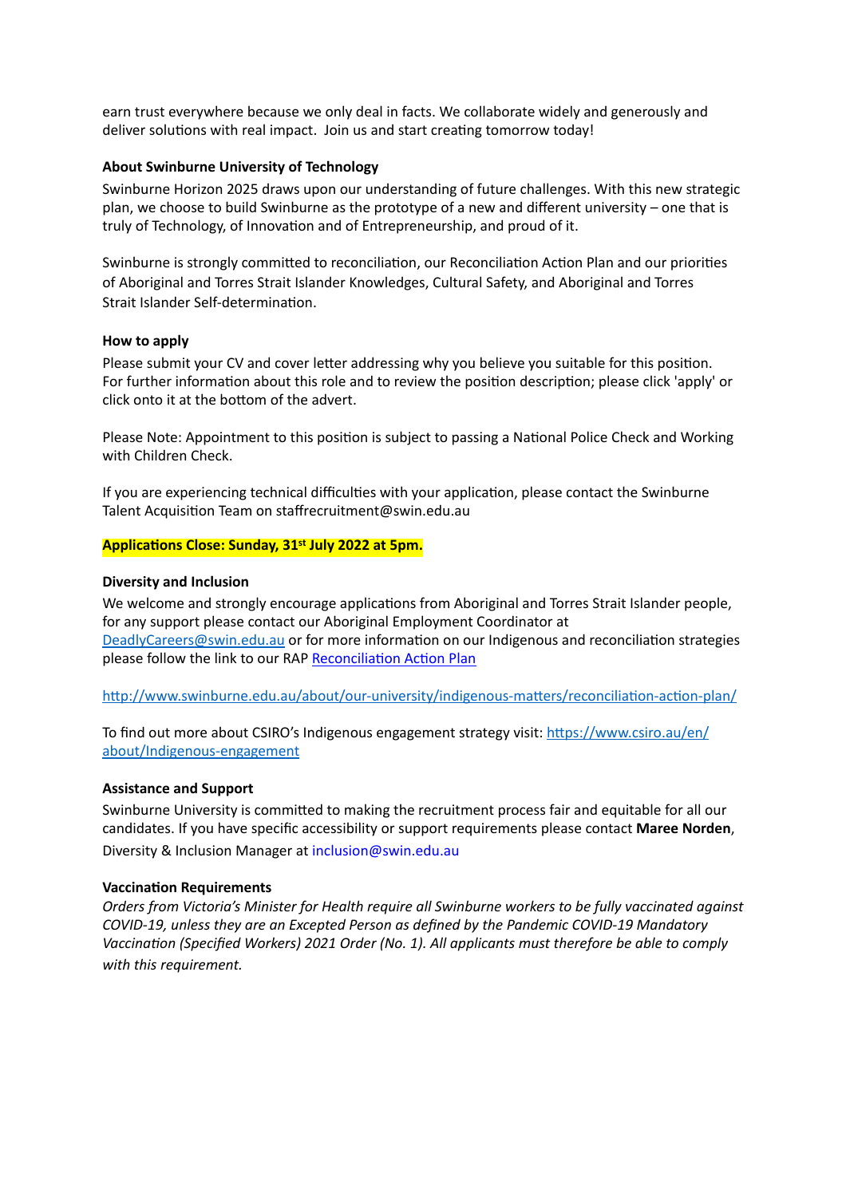earn trust everywhere because we only deal in facts. We collaborate widely and generously and deliver solutions with real impact. Join us and start creating tomorrow today!

**About Swinburne University of Technology**

Swinburne Horizon 2025 draws upon our understanding of future challenges. With this new strategic plan, we choose to build Swinburne as the prototype of a new and different university – one that is truly of Technology, of Innovation and of Entrepreneurship, and proud of it.

Swinburne is strongly committed to reconciliation, our Reconciliation Action Plan and our priorities of Aboriginal and Torres Strait Islander Knowledges, Cultural Safety, and Aboriginal and Torres Strait Islander Self-determination.

**How to apply**

Please submit your CV and cover letter addressing why you believe you suitable for this position. For further information about this role and to review the position description; please click 'apply' or click onto it at the bottom of the advert.

Please Note: Appointment to this position is subject to passing a National Police Check and Working with Children Check.

If you are experiencing technical difficulties with your application, please contact the Swinburne Talent Acquisition Team on staffrecruitment@swin.edu.au

**Applications Close: Sunday, 31st July 2022 at 5pm.**

**Diversity and Inclusion**

We welcome and strongly encourage applications from Aboriginal and Torres Strait Islander people, for any support please contact our Aboriginal Employment Coordinator at DeadlyCareers@swin.edu.au or for more information on our Indigenous and reconciliation strategies please follow the link to our RAP Reconciliation Action Plan

http://www.swinburne.edu.au/about/our-university/indigenous-matters/reconciliation-action-plan/

To find out more about CSIRO's Indigenous engagement strategy visit: https://www.csiro.au/en/about/Indigenous-engagement

**Assistance and Support**

Swinburne University is committed to making the recruitment process fair and equitable for all our candidates. If you have specific accessibility or support requirements please contact **Maree Norden**, Diversity & Inclusion Manager at inclusion@swin.edu.au

**Vaccination Requirements**

*Orders from Victoria's Minister for Health require all Swinburne workers to be fully vaccinated against COVID-19, unless they are an Excepted Person as defined by the Pandemic COVID-19 Mandatory Vaccination (Specified Workers) 2021 Order (No. 1). All applicants must therefore be able to comply with this requirement.*